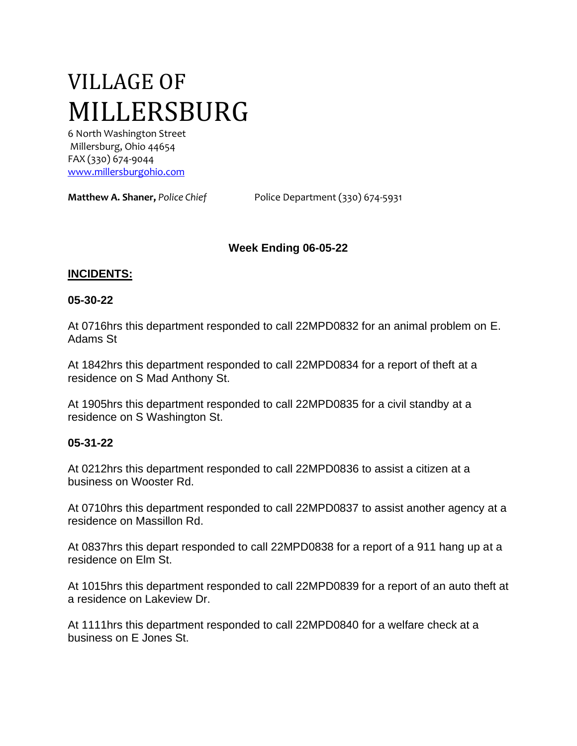# VILLAGE OF MILLERSBURG

6 North Washington Street
Millersburg, Ohio 44654
FAX (330) 674-9044
[www.millersburgohio.com](http://www.millersburgohio.com)

**Matthew A. Shaner,** *Police Chief* Police Department (330) 674-5931

**Week Ending 06-05-22**

## INCIDENTS:

### 05-30-22

At 0716hrs this department responded to call 22MPD0832 for an animal problem on E. Adams St

At 1842hrs this department responded to call 22MPD0834 for a report of theft at a residence on S Mad Anthony St.

At 1905hrs this department responded to call 22MPD0835 for a civil standby at a residence on S Washington St.

### 05-31-22

At 0212hrs this department responded to call 22MPD0836 to assist a citizen at a business on Wooster Rd.

At 0710hrs this department responded to call 22MPD0837 to assist another agency at a residence on Massillon Rd.

At 0837hrs this depart responded to call 22MPD0838 for a report of a 911 hang up at a residence on Elm St.

At 1015hrs this department responded to call 22MPD0839 for a report of an auto theft at a residence on Lakeview Dr.

At 1111hrs this department responded to call 22MPD0840 for a welfare check at a business on E Jones St.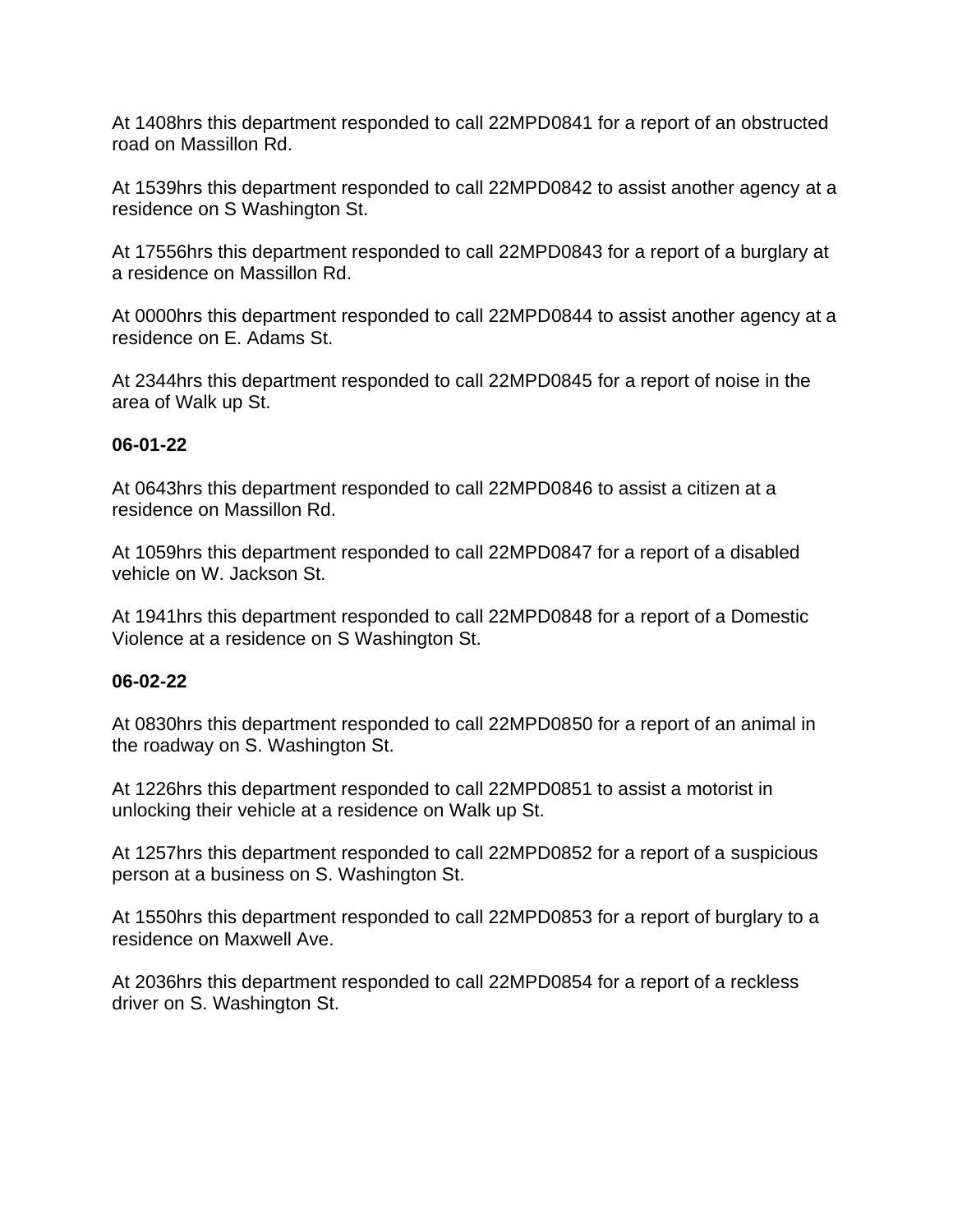At 1408hrs this department responded to call 22MPD0841 for a report of an obstructed road on Massillon Rd.

At 1539hrs this department responded to call 22MPD0842 to assist another agency at a residence on S Washington St.

At 17556hrs this department responded to call 22MPD0843 for a report of a burglary at a residence on Massillon Rd.

At 0000hrs this department responded to call 22MPD0844 to assist another agency at a residence on E. Adams St.

At 2344hrs this department responded to call 22MPD0845 for a report of noise in the area of Walk up St.

**06-01-22**

At 0643hrs this department responded to call 22MPD0846 to assist a citizen at a residence on Massillon Rd.

At 1059hrs this department responded to call 22MPD0847 for a report of a disabled vehicle on W. Jackson St.

At 1941hrs this department responded to call 22MPD0848 for a report of a Domestic Violence at a residence on S Washington St.

**06-02-22**

At 0830hrs this department responded to call 22MPD0850 for a report of an animal in the roadway on S. Washington St.

At 1226hrs this department responded to call 22MPD0851 to assist a motorist in unlocking their vehicle at a residence on Walk up St.

At 1257hrs this department responded to call 22MPD0852 for a report of a suspicious person at a business on S. Washington St.

At 1550hrs this department responded to call 22MPD0853 for a report of burglary to a residence on Maxwell Ave.

At 2036hrs this department responded to call 22MPD0854 for a report of a reckless driver on S. Washington St.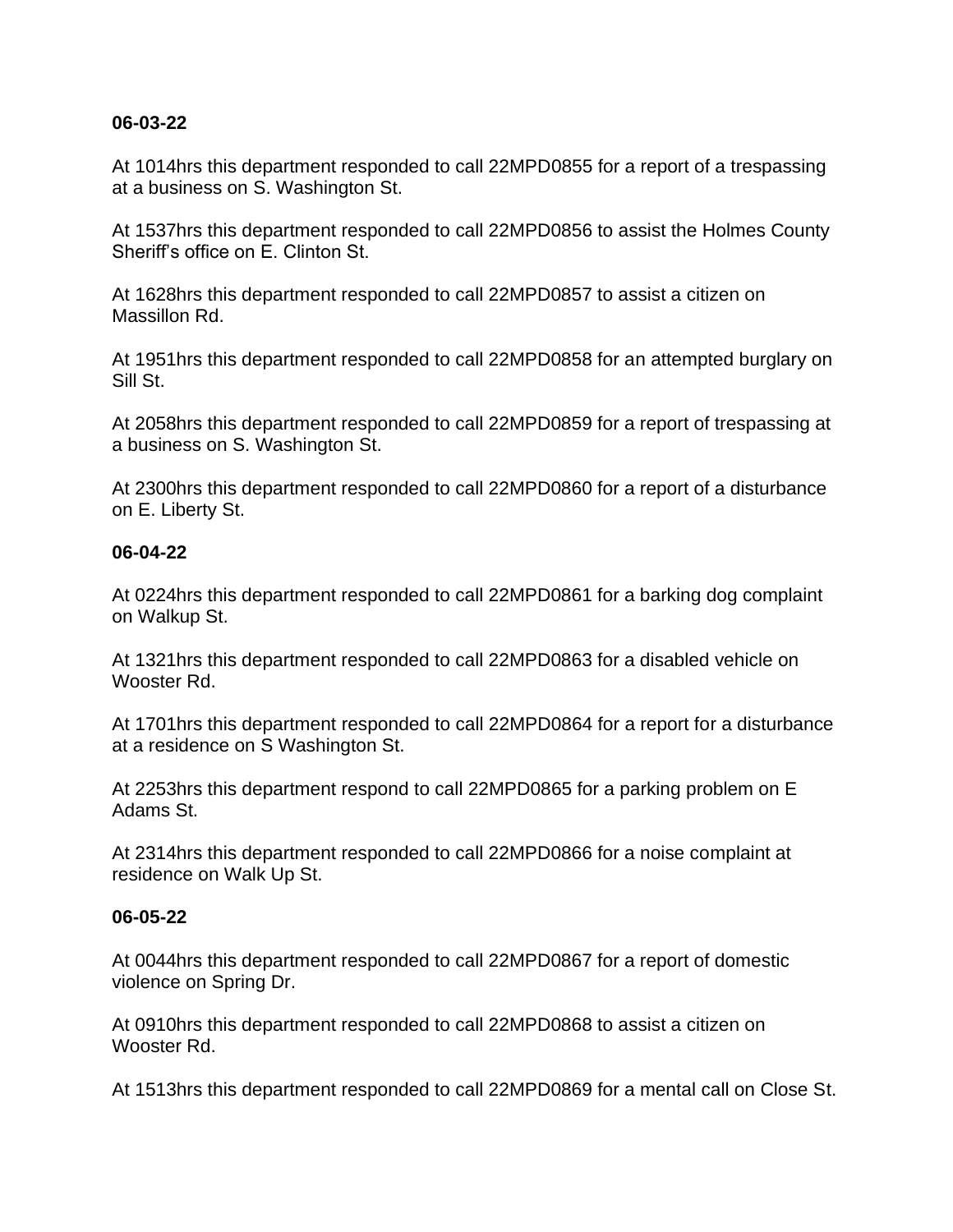**06-03-22**

At 1014hrs this department responded to call 22MPD0855 for a report of a trespassing at a business on S. Washington St.

At 1537hrs this department responded to call 22MPD0856 to assist the Holmes County Sheriff's office on E. Clinton St.

At 1628hrs this department responded to call 22MPD0857 to assist a citizen on Massillon Rd.

At 1951hrs this department responded to call 22MPD0858 for an attempted burglary on Sill St.

At 2058hrs this department responded to call 22MPD0859 for a report of trespassing at a business on S. Washington St.

At 2300hrs this department responded to call 22MPD0860 for a report of a disturbance on E. Liberty St.

**06-04-22**

At 0224hrs this department responded to call 22MPD0861 for a barking dog complaint on Walkup St.

At 1321hrs this department responded to call 22MPD0863 for a disabled vehicle on Wooster Rd.

At 1701hrs this department responded to call 22MPD0864 for a report for a disturbance at a residence on S Washington St.

At 2253hrs this department respond to call 22MPD0865 for a parking problem on E Adams St.

At 2314hrs this department responded to call 22MPD0866 for a noise complaint at residence on Walk Up St.

**06-05-22**

At 0044hrs this department responded to call 22MPD0867 for a report of domestic violence on Spring Dr.

At 0910hrs this department responded to call 22MPD0868 to assist a citizen on Wooster Rd.

At 1513hrs this department responded to call 22MPD0869 for a mental call on Close St.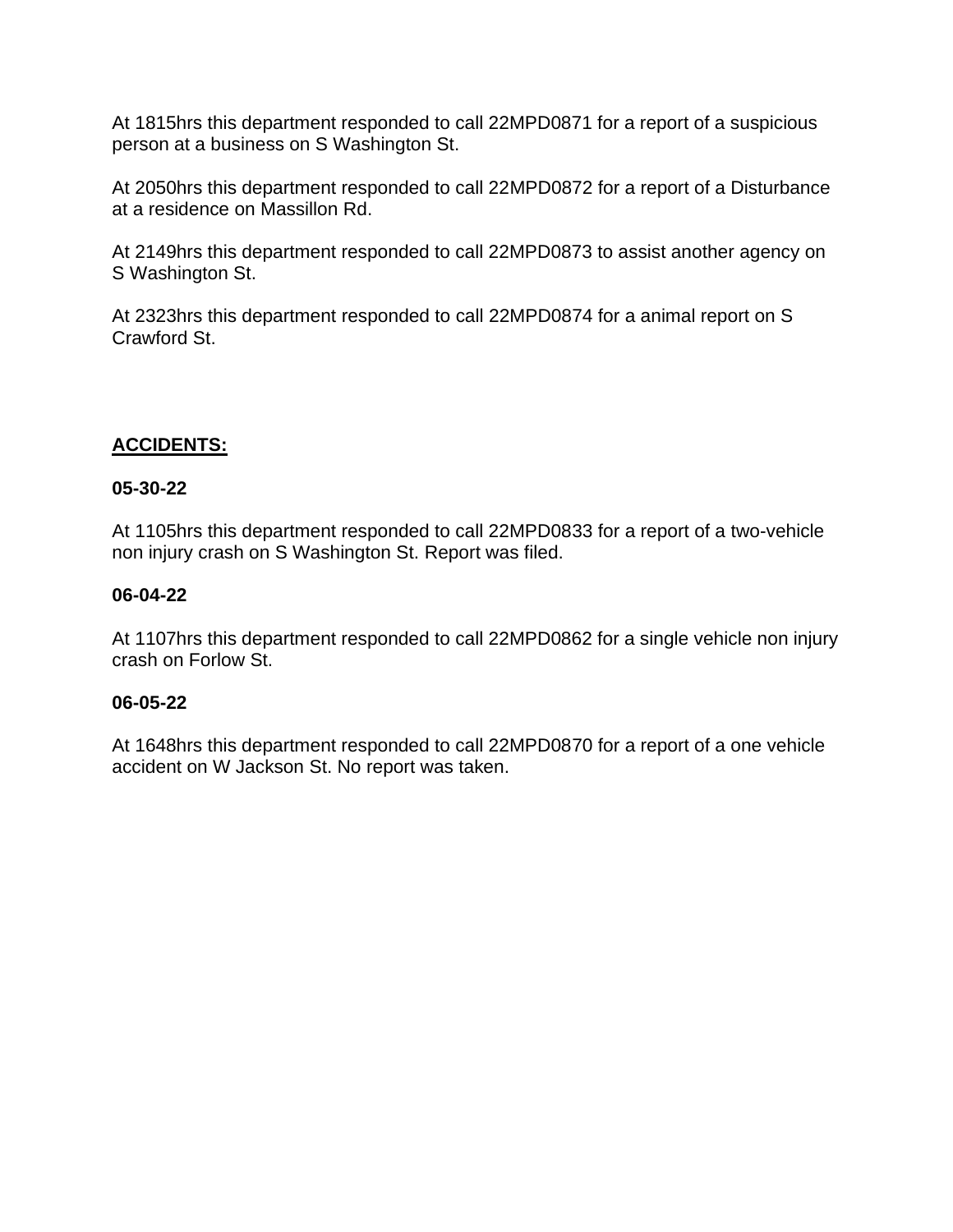At 1815hrs this department responded to call 22MPD0871 for a report of a suspicious person at a business on S Washington St.

At 2050hrs this department responded to call 22MPD0872 for a report of a Disturbance at a residence on Massillon Rd.

At 2149hrs this department responded to call 22MPD0873 to assist another agency on S Washington St.

At 2323hrs this department responded to call 22MPD0874 for a animal report on S Crawford St.

**ACCIDENTS:**

**05-30-22**

At 1105hrs this department responded to call 22MPD0833 for a report of a two-vehicle non injury crash on S Washington St. Report was filed.

**06-04-22**

At 1107hrs this department responded to call 22MPD0862 for a single vehicle non injury crash on Forlow St.

**06-05-22**

At 1648hrs this department responded to call 22MPD0870 for a report of a one vehicle accident on W Jackson St. No report was taken.